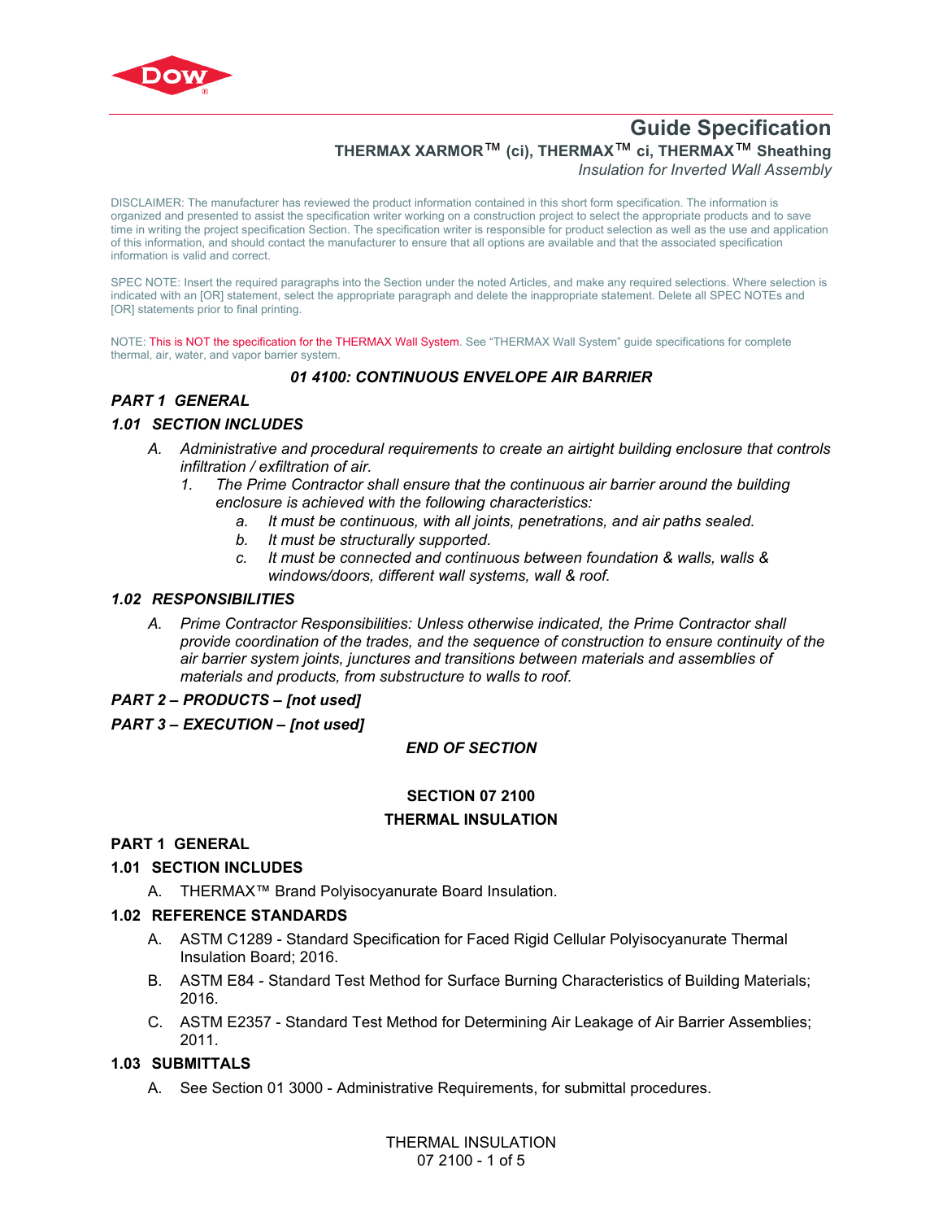# Guide Specification

**THERMAX XARMOR™ (ci), THERMAX™ ci, THERMAX™ Sheathing**

*Insulation for Inverted Wall Assembly*

DISCLAIMER: The manufacturer has reviewed the product information contained in this short form specification. The information is organized and presented to assist the specification writer working on a construction project to select the appropriate products and to save time in writing the project specification Section. The specification writer is responsible for product selection as well as the use and application of this information, and should contact the manufacturer to ensure that all options are available and that the associated specification information is valid and correct.

SPEC NOTE: Insert the required paragraphs into the Section under the noted Articles, and make any required selections. Where selection is indicated with an [OR] statement, select the appropriate paragraph and delete the inappropriate statement. Delete all SPEC NOTEs and [OR] statements prior to final printing.

NOTE: This is NOT the specification for the THERMAX Wall System. See "THERMAX Wall System" guide specifications for complete thermal, air, water, and vapor barrier system.

## *01 4100: CONTINUOUS ENVELOPE AIR BARRIER*

### *PART 1 GENERAL*

#### *1.01 SECTION INCLUDES*

*A. Administrative and procedural requirements to create an airtight building enclosure that controls infiltration / exfiltration of air.*

*1. The Prime Contractor shall ensure that the continuous air barrier around the building enclosure is achieved with the following characteristics:*

*a. It must be continuous, with all joints, penetrations, and air paths sealed.*

*b. It must be structurally supported.*

*c. It must be connected and continuous between foundation & walls, walls & windows/doors, different wall systems, wall & roof.*

#### *1.02 RESPONSIBILITIES*

*A. Prime Contractor Responsibilities: Unless otherwise indicated, the Prime Contractor shall provide coordination of the trades, and the sequence of construction to ensure continuity of the air barrier system joints, junctures and transitions between materials and assemblies of materials and products, from substructure to walls to roof.*

### *PART 2 – PRODUCTS – [not used]*

### *PART 3 – EXECUTION – [not used]*

***END OF SECTION***

## SECTION 07 2100
## THERMAL INSULATION

### PART 1 GENERAL

#### 1.01 SECTION INCLUDES

A. THERMAX™ Brand Polyisocyanurate Board Insulation.

#### 1.02 REFERENCE STANDARDS

A. ASTM C1289 - Standard Specification for Faced Rigid Cellular Polyisocyanurate Thermal Insulation Board; 2016.

B. ASTM E84 - Standard Test Method for Surface Burning Characteristics of Building Materials; 2016.

C. ASTM E2357 - Standard Test Method for Determining Air Leakage of Air Barrier Assemblies; 2011.

#### 1.03 SUBMITTALS

A. See Section 01 3000 - Administrative Requirements, for submittal procedures.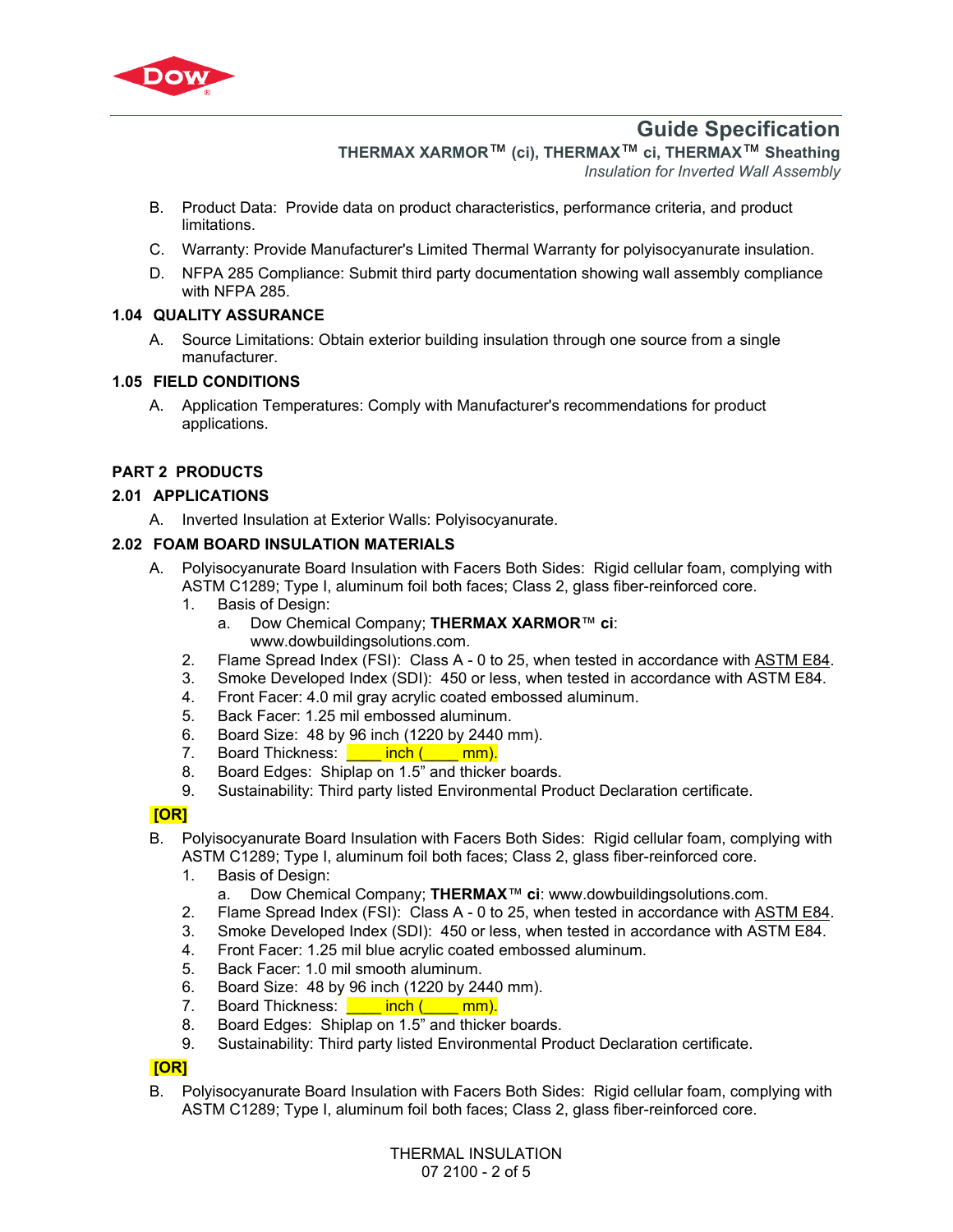B. Product Data: Provide data on product characteristics, performance criteria, and product limitations.

C. Warranty: Provide Manufacturer's Limited Thermal Warranty for polyisocyanurate insulation.

D. NFPA 285 Compliance: Submit third party documentation showing wall assembly compliance with NFPA 285.

### 1.04 QUALITY ASSURANCE

A. Source Limitations: Obtain exterior building insulation through one source from a single manufacturer.

### 1.05 FIELD CONDITIONS

A. Application Temperatures: Comply with Manufacturer's recommendations for product applications.

## PART 2 PRODUCTS

### 2.01 APPLICATIONS

A. Inverted Insulation at Exterior Walls: Polyisocyanurate.

### 2.02 FOAM BOARD INSULATION MATERIALS

A. Polyisocyanurate Board Insulation with Facers Both Sides: Rigid cellular foam, complying with ASTM C1289; Type I, aluminum foil both faces; Class 2, glass fiber-reinforced core.
   1. Basis of Design:
      a. Dow Chemical Company; **THERMAX XARMOR**™ **ci**: www.dowbuildingsolutions.com.
   2. Flame Spread Index (FSI): Class A - 0 to 25, when tested in accordance with ASTM E84.
   3. Smoke Developed Index (SDI): 450 or less, when tested in accordance with ASTM E84.
   4. Front Facer: 4.0 mil gray acrylic coated embossed aluminum.
   5. Back Facer: 1.25 mil embossed aluminum.
   6. Board Size: 48 by 96 inch (1220 by 2440 mm).
   7. Board Thickness: ____ inch (____ mm).
   8. Board Edges: Shiplap on 1.5” and thicker boards.
   9. Sustainability: Third party listed Environmental Product Declaration certificate.

**[OR]**

B. Polyisocyanurate Board Insulation with Facers Both Sides: Rigid cellular foam, complying with ASTM C1289; Type I, aluminum foil both faces; Class 2, glass fiber-reinforced core.
   1. Basis of Design:
      a. Dow Chemical Company; **THERMAX**™ **ci**: www.dowbuildingsolutions.com.
   2. Flame Spread Index (FSI): Class A - 0 to 25, when tested in accordance with ASTM E84.
   3. Smoke Developed Index (SDI): 450 or less, when tested in accordance with ASTM E84.
   4. Front Facer: 1.25 mil blue acrylic coated embossed aluminum.
   5. Back Facer: 1.0 mil smooth aluminum.
   6. Board Size: 48 by 96 inch (1220 by 2440 mm).
   7. Board Thickness: ____ inch (____ mm).
   8. Board Edges: Shiplap on 1.5” and thicker boards.
   9. Sustainability: Third party listed Environmental Product Declaration certificate.

**[OR]**

B. Polyisocyanurate Board Insulation with Facers Both Sides: Rigid cellular foam, complying with ASTM C1289; Type I, aluminum foil both faces; Class 2, glass fiber-reinforced core.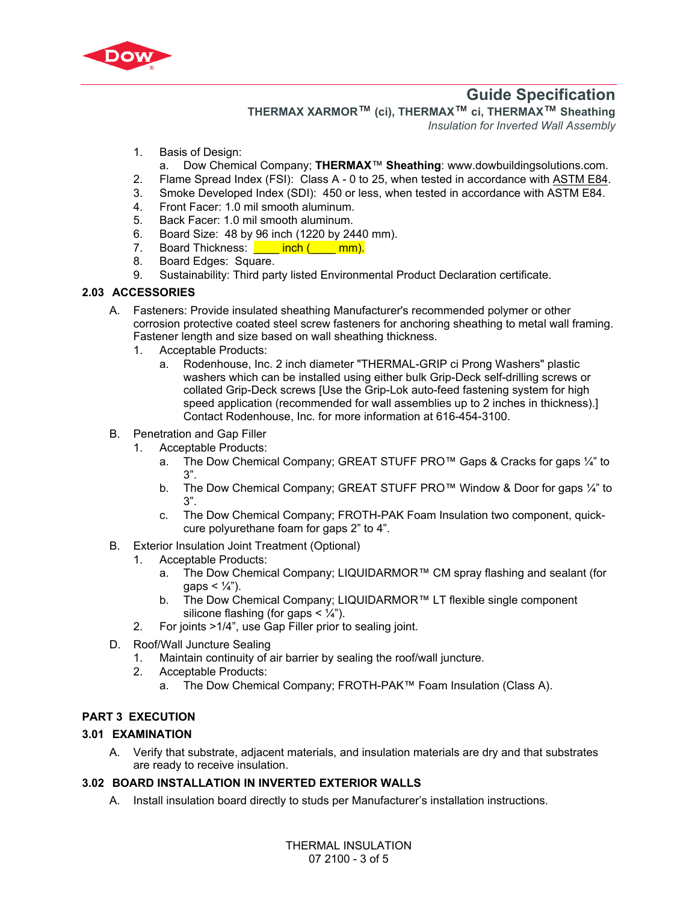1. Basis of Design:
   a. Dow Chemical Company; **THERMAX**™ **Sheathing**: www.dowbuildingsolutions.com.
2. Flame Spread Index (FSI): Class A - 0 to 25, when tested in accordance with ASTM E84.
3. Smoke Developed Index (SDI): 450 or less, when tested in accordance with ASTM E84.
4. Front Facer: 1.0 mil smooth aluminum.
5. Back Facer: 1.0 mil smooth aluminum.
6. Board Size: 48 by 96 inch (1220 by 2440 mm).
7. Board Thickness: ____ inch (____ mm).
8. Board Edges: Square.
9. Sustainability: Third party listed Environmental Product Declaration certificate.

### 2.03 ACCESSORIES

A. Fasteners: Provide insulated sheathing Manufacturer's recommended polymer or other corrosion protective coated steel screw fasteners for anchoring sheathing to metal wall framing. Fastener length and size based on wall sheathing thickness.
   1. Acceptable Products:
      a. Rodenhouse, Inc. 2 inch diameter "THERMAL-GRIP ci Prong Washers" plastic washers which can be installed using either bulk Grip-Deck self-drilling screws or collated Grip-Deck screws [Use the Grip-Lok auto-feed fastening system for high speed application (recommended for wall assemblies up to 2 inches in thickness).] Contact Rodenhouse, Inc. for more information at 616-454-3100.

B. Penetration and Gap Filler
   1. Acceptable Products:
      a. The Dow Chemical Company; GREAT STUFF PRO™ Gaps & Cracks for gaps ¼" to 3".
      b. The Dow Chemical Company; GREAT STUFF PRO™ Window & Door for gaps ¼" to 3".
      c. The Dow Chemical Company; FROTH-PAK Foam Insulation two component, quick-cure polyurethane foam for gaps 2" to 4".

B. Exterior Insulation Joint Treatment (Optional)
   1. Acceptable Products:
      a. The Dow Chemical Company; LIQUIDARMOR™ CM spray flashing and sealant (for gaps < ¼").
      b. The Dow Chemical Company; LIQUIDARMOR™ LT flexible single component silicone flashing (for gaps < ¼").
   2. For joints >1/4", use Gap Filler prior to sealing joint.

D. Roof/Wall Juncture Sealing
   1. Maintain continuity of air barrier by sealing the roof/wall juncture.
   2. Acceptable Products:
      a. The Dow Chemical Company; FROTH-PAK™ Foam Insulation (Class A).

## PART 3 EXECUTION

### 3.01 EXAMINATION

A. Verify that substrate, adjacent materials, and insulation materials are dry and that substrates are ready to receive insulation.

### 3.02 BOARD INSTALLATION IN INVERTED EXTERIOR WALLS

A. Install insulation board directly to studs per Manufacturer's installation instructions.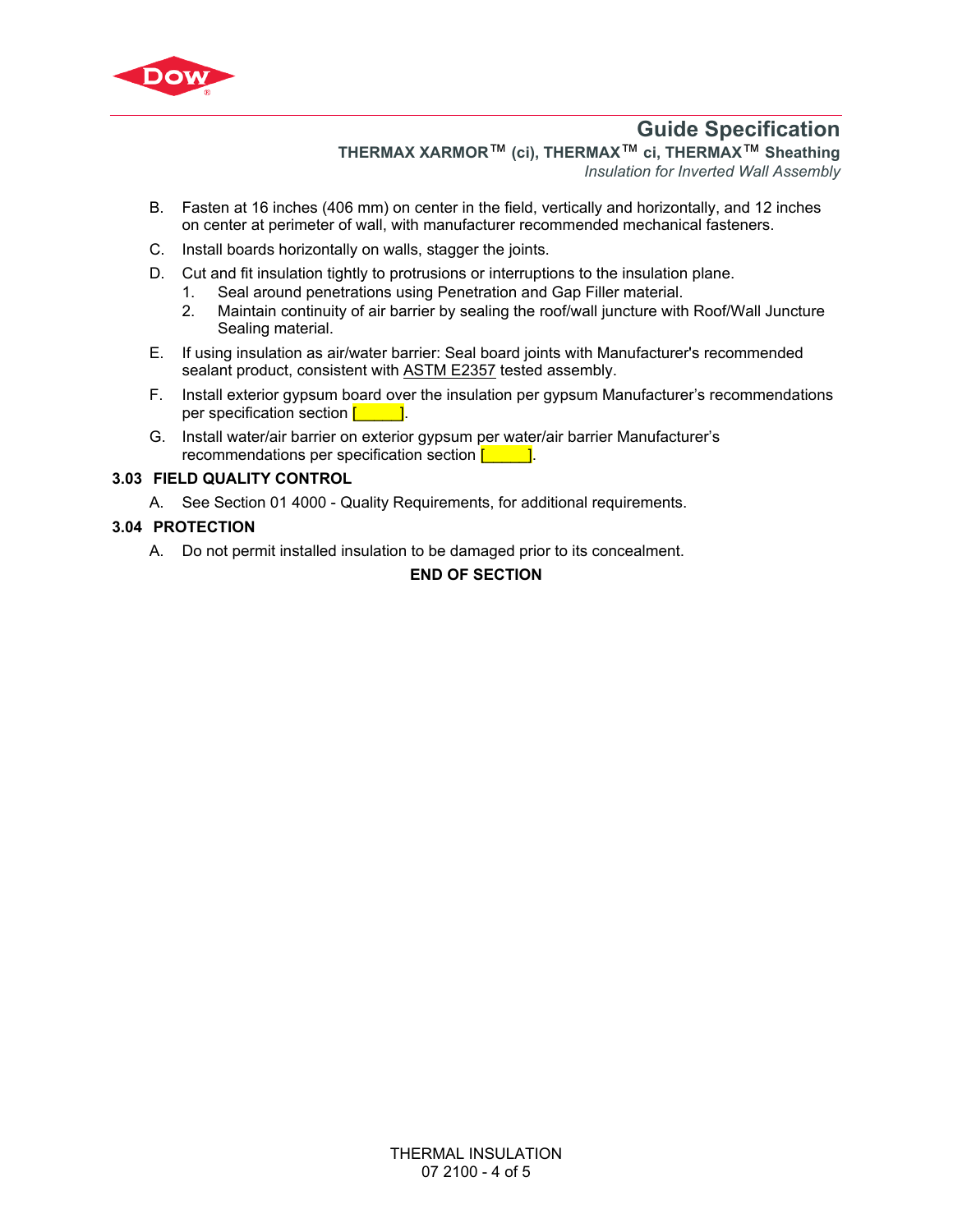B. Fasten at 16 inches (406 mm) on center in the field, vertically and horizontally, and 12 inches on center at perimeter of wall, with manufacturer recommended mechanical fasteners.

C. Install boards horizontally on walls, stagger the joints.

D. Cut and fit insulation tightly to protrusions or interruptions to the insulation plane.
   1. Seal around penetrations using Penetration and Gap Filler material.
   2. Maintain continuity of air barrier by sealing the roof/wall juncture with Roof/Wall Juncture Sealing material.

E. If using insulation as air/water barrier: Seal board joints with Manufacturer's recommended sealant product, consistent with ASTM E2357 tested assembly.

F. Install exterior gypsum board over the insulation per gypsum Manufacturer's recommendations per specification section [_____].

G. Install water/air barrier on exterior gypsum per water/air barrier Manufacturer's recommendations per specification section [_____].

### 3.03 FIELD QUALITY CONTROL

A. See Section 01 4000 - Quality Requirements, for additional requirements.

### 3.04 PROTECTION

A. Do not permit installed insulation to be damaged prior to its concealment.

**END OF SECTION**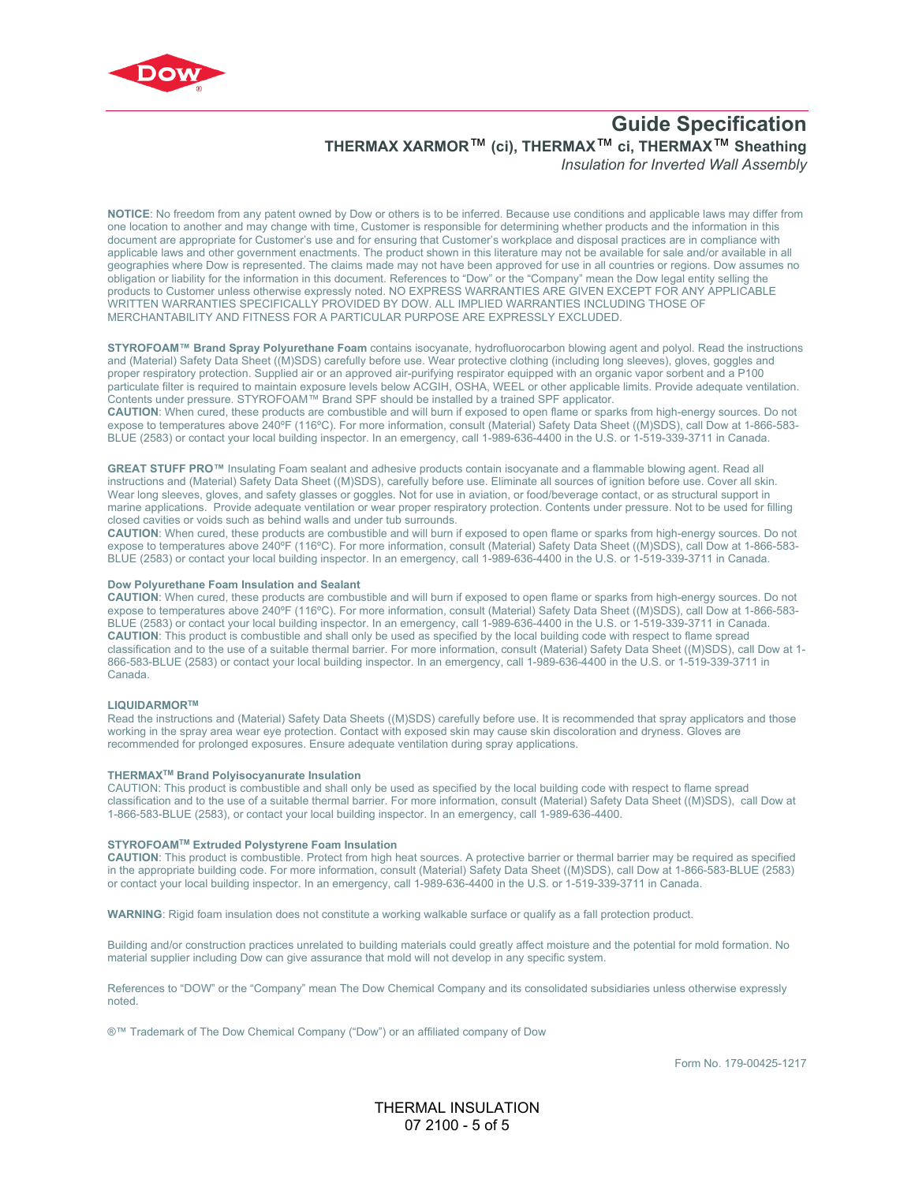# Guide Specification

## THERMAX XARMOR™ (ci), THERMAX™ ci, THERMAX™ Sheathing

*Insulation for Inverted Wall Assembly*

**NOTICE**: No freedom from any patent owned by Dow or others is to be inferred. Because use conditions and applicable laws may differ from one location to another and may change with time, Customer is responsible for determining whether products and the information in this document are appropriate for Customer's use and for ensuring that Customer's workplace and disposal practices are in compliance with applicable laws and other government enactments. The product shown in this literature may not be available for sale and/or available in all geographies where Dow is represented. The claims made may not have been approved for use in all countries or regions. Dow assumes no obligation or liability for the information in this document. References to "Dow" or the "Company" mean the Dow legal entity selling the products to Customer unless otherwise expressly noted. NO EXPRESS WARRANTIES ARE GIVEN EXCEPT FOR ANY APPLICABLE WRITTEN WARRANTIES SPECIFICALLY PROVIDED BY DOW. ALL IMPLIED WARRANTIES INCLUDING THOSE OF MERCHANTABILITY AND FITNESS FOR A PARTICULAR PURPOSE ARE EXPRESSLY EXCLUDED.

**STYROFOAM™ Brand Spray Polyurethane Foam** contains isocyanate, hydrofluorocarbon blowing agent and polyol. Read the instructions and (Material) Safety Data Sheet ((M)SDS) carefully before use. Wear protective clothing (including long sleeves), gloves, goggles and proper respiratory protection. Supplied air or an approved air-purifying respirator equipped with an organic vapor sorbent and a P100 particulate filter is required to maintain exposure levels below ACGIH, OSHA, WEEL or other applicable limits. Provide adequate ventilation. Contents under pressure. STYROFOAM™ Brand SPF should be installed by a trained SPF applicator.
**CAUTION**: When cured, these products are combustible and will burn if exposed to open flame or sparks from high-energy sources. Do not expose to temperatures above 240ºF (116ºC). For more information, consult (Material) Safety Data Sheet ((M)SDS), call Dow at 1-866-583-BLUE (2583) or contact your local building inspector. In an emergency, call 1-989-636-4400 in the U.S. or 1-519-339-3711 in Canada.

**GREAT STUFF PRO™** Insulating Foam sealant and adhesive products contain isocyanate and a flammable blowing agent. Read all instructions and (Material) Safety Data Sheet ((M)SDS), carefully before use. Eliminate all sources of ignition before use. Cover all skin. Wear long sleeves, gloves, and safety glasses or goggles. Not for use in aviation, or food/beverage contact, or as structural support in marine applications. Provide adequate ventilation or wear proper respiratory protection. Contents under pressure. Not to be used for filling closed cavities or voids such as behind walls and under tub surrounds.
**CAUTION**: When cured, these products are combustible and will burn if exposed to open flame or sparks from high-energy sources. Do not expose to temperatures above 240ºF (116ºC). For more information, consult (Material) Safety Data Sheet ((M)SDS), call Dow at 1-866-583-BLUE (2583) or contact your local building inspector. In an emergency, call 1-989-636-4400 in the U.S. or 1-519-339-3711 in Canada.

**Dow Polyurethane Foam Insulation and Sealant**
**CAUTION**: When cured, these products are combustible and will burn if exposed to open flame or sparks from high-energy sources. Do not expose to temperatures above 240ºF (116ºC). For more information, consult (Material) Safety Data Sheet ((M)SDS), call Dow at 1-866-583-BLUE (2583) or contact your local building inspector. In an emergency, call 1-989-636-4400 in the U.S. or 1-519-339-3711 in Canada.
**CAUTION**: This product is combustible and shall only be used as specified by the local building code with respect to flame spread classification and to the use of a suitable thermal barrier. For more information, consult (Material) Safety Data Sheet ((M)SDS), call Dow at 1-866-583-BLUE (2583) or contact your local building inspector. In an emergency, call 1-989-636-4400 in the U.S. or 1-519-339-3711 in Canada.

**LIQUIDARMOR™**
Read the instructions and (Material) Safety Data Sheets ((M)SDS) carefully before use. It is recommended that spray applicators and those working in the spray area wear eye protection. Contact with exposed skin may cause skin discoloration and dryness. Gloves are recommended for prolonged exposures. Ensure adequate ventilation during spray applications.

**THERMAX™ Brand Polyisocyanurate Insulation**
CAUTION: This product is combustible and shall only be used as specified by the local building code with respect to flame spread classification and to the use of a suitable thermal barrier. For more information, consult (Material) Safety Data Sheet ((M)SDS), call Dow at 1-866-583-BLUE (2583), or contact your local building inspector. In an emergency, call 1-989-636-4400.

**STYROFOAM™ Extruded Polystyrene Foam Insulation**
**CAUTION**: This product is combustible. Protect from high heat sources. A protective barrier or thermal barrier may be required as specified in the appropriate building code. For more information, consult (Material) Safety Data Sheet ((M)SDS), call Dow at 1-866-583-BLUE (2583) or contact your local building inspector. In an emergency, call 1-989-636-4400 in the U.S. or 1-519-339-3711 in Canada.

**WARNING**: Rigid foam insulation does not constitute a working walkable surface or qualify as a fall protection product.

Building and/or construction practices unrelated to building materials could greatly affect moisture and the potential for mold formation. No material supplier including Dow can give assurance that mold will not develop in any specific system.

References to "DOW" or the "Company" mean The Dow Chemical Company and its consolidated subsidiaries unless otherwise expressly noted.

®™ Trademark of The Dow Chemical Company ("Dow") or an affiliated company of Dow

Form No. 179-00425-1217